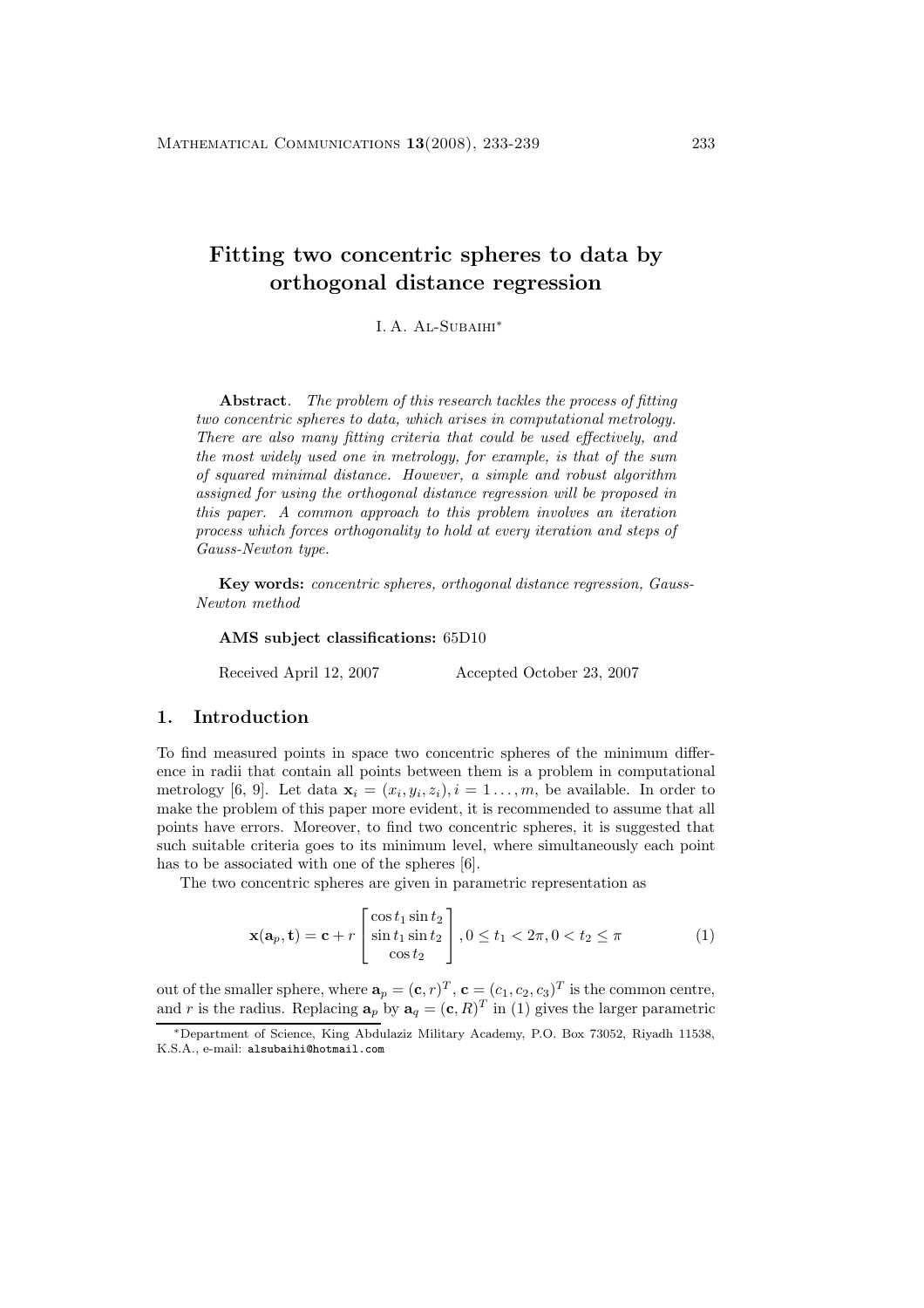# Fitting two concentric spheres to data by orthogonal distance regression

I. A. Al-Subaihi*

**Abstract**. *The problem of this research tackles the process of fitting two concentric spheres to data, which arises in computational metrology. There are also many fitting criteria that could be used effectively, and the most widely used one in metrology, for example, is that of the sum of squared minimal distance. However, a simple and robust algorithm assigned for using the orthogonal distance regression will be proposed in this paper. A common approach to this problem involves an iteration process which forces orthogonality to hold at every iteration and steps of Gauss-Newton type.*

**Key words:** *concentric spheres, orthogonal distance regression, Gauss-Newton method*

**AMS subject classifications:** 65D10

Received April 12, 2007 Accepted October 23, 2007

## 1. Introduction

To find measured points in space two concentric spheres of the minimum difference in radii that contain all points between them is a problem in computational metrology [6, 9]. Let data $\mathbf{x}_i = (x_i, y_i, z_i), i = 1 \ldots, m$, be available. In order to make the problem of this paper more evident, it is recommended to assume that all points have errors. Moreover, to find two concentric spheres, it is suggested that such suitable criteria goes to its minimum level, where simultaneously each point has to be associated with one of the spheres [6].

The two concentric spheres are given in parametric representation as

$$\mathbf{x}(\mathbf{a}_p, \mathbf{t}) = \mathbf{c} + r \begin{bmatrix} \cos t_1 \sin t_2 \\ \sin t_1 \sin t_2 \\ \cos t_2 \end{bmatrix}, 0 \leq t_1 < 2\pi, 0 < t_2 \leq \pi \tag{1}$$

out of the smaller sphere, where $\mathbf{a}_p = (\mathbf{c}, r)^T$, $\mathbf{c} = (c_1, c_2, c_3)^T$ is the common centre, and $r$ is the radius. Replacing $\mathbf{a}_p$ by $\mathbf{a}_q = (\mathbf{c}, R)^T$ in (1) gives the larger parametric

*Department of Science, King Abdulaziz Military Academy, P.O. Box 73052, Riyadh 11538, K.S.A., e-mail: alsubaihi@hotmail.com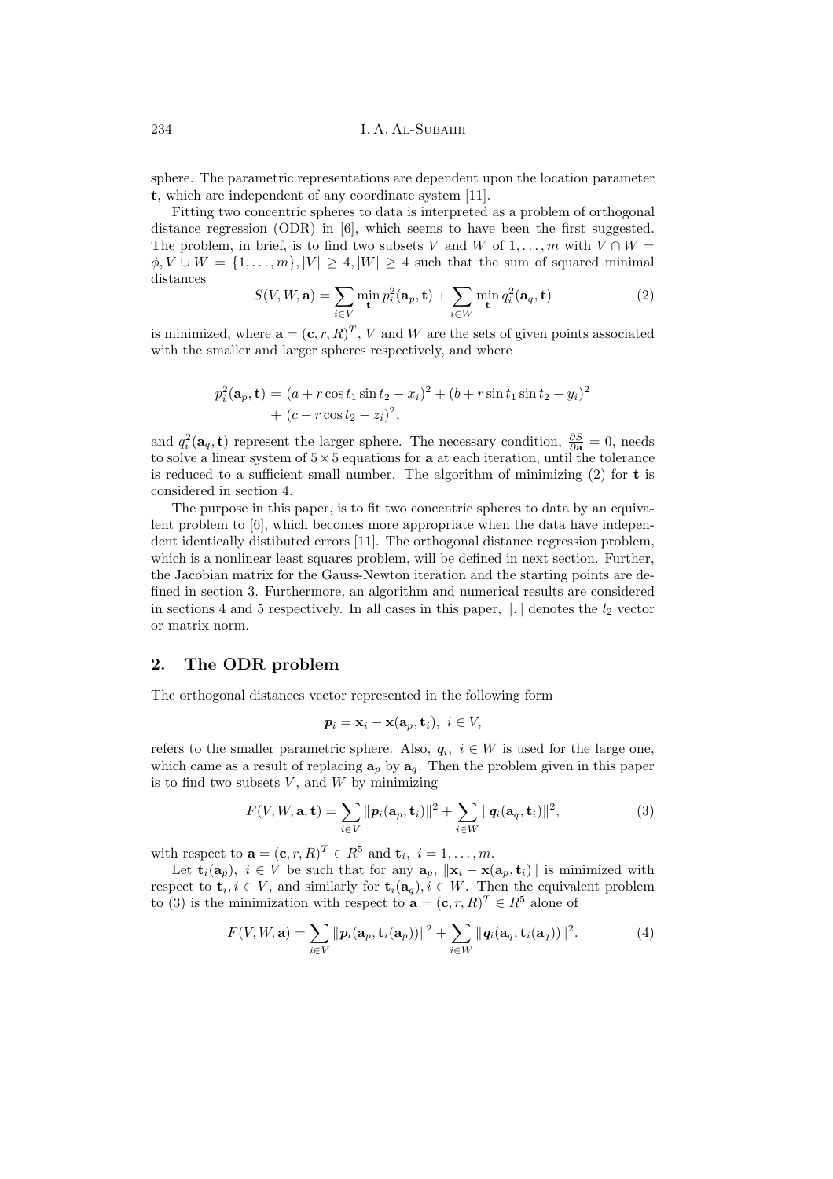sphere. The parametric representations are dependent upon the location parameter $\mathbf{t}$, which are independent of any coordinate system [11].

Fitting two concentric spheres to data is interpreted as a problem of orthogonal distance regression (ODR) in [6], which seems to have been the first suggested. The problem, in brief, is to find two subsets $V$ and $W$ of $1, \ldots, m$ with $V \cap W = \phi, V \cup W = \{1, \ldots, m\}, |V| \geq 4, |W| \geq 4$ such that the sum of squared minimal distances

$$S(V, W, \mathbf{a}) = \sum_{i \in V} \min_{\mathbf{t}} p_i^2(\mathbf{a}_p, \mathbf{t}) + \sum_{i \in W} \min_{\mathbf{t}} q_i^2(\mathbf{a}_q, \mathbf{t}) \tag{2}$$

is minimized, where $\mathbf{a} = (\mathbf{c}, r, R)^T$, $V$ and $W$ are the sets of given points associated with the smaller and larger spheres respectively, and where

$$\begin{aligned} p_i^2(\mathbf{a}_p, \mathbf{t}) &= (a + r\cos t_1 \sin t_2 - x_i)^2 + (b + r \sin t_1 \sin t_2 - y_i)^2 \\ &\quad + (c + r \cos t_2 - z_i)^2, \end{aligned}$$

and $q_i^2(\mathbf{a}_q, \mathbf{t})$ represent the larger sphere. The necessary condition, $\frac{\partial S}{\partial \mathbf{a}} = 0$, needs to solve a linear system of $5 \times 5$ equations for $\mathbf{a}$ at each iteration, until the tolerance is reduced to a sufficient small number. The algorithm of minimizing (2) for $\mathbf{t}$ is considered in section 4.

The purpose in this paper, is to fit two concentric spheres to data by an equivalent problem to [6], which becomes more appropriate when the data have independent identically distibuted errors [11]. The orthogonal distance regression problem, which is a nonlinear least squares problem, will be defined in next section. Further, the Jacobian matrix for the Gauss-Newton iteration and the starting points are defined in section 3. Furthermore, an algorithm and numerical results are considered in sections 4 and 5 respectively. In all cases in this paper, $\|.\|$ denotes the $l_2$ vector or matrix norm.

## 2. The ODR problem

The orthogonal distances vector represented in the following form

$$\boldsymbol{p}_i = \mathbf{x}_i - \mathbf{x}(\mathbf{a}_p, \mathbf{t}_i), \ i \in V,$$

refers to the smaller parametric sphere. Also, $\boldsymbol{q}_i, \ i \in W$ is used for the large one, which came as a result of replacing $\mathbf{a}_p$ by $\mathbf{a}_q$. Then the problem given in this paper is to find two subsets $V$, and $W$ by minimizing

$$F(V, W, \mathbf{a}, \mathbf{t}) = \sum_{i \in V} \|\boldsymbol{p}_i(\mathbf{a}_p, \mathbf{t}_i)\|^2 + \sum_{i \in W} \|\boldsymbol{q}_i(\mathbf{a}_q, \mathbf{t}_i)\|^2, \tag{3}$$

with respect to $\mathbf{a} = (\mathbf{c}, r, R)^T \in R^5$ and $\mathbf{t}_i, \ i = 1, \ldots, m$.

Let $\mathbf{t}_i(\mathbf{a}_p), \ i \in V$ be such that for any $\mathbf{a}_p$, $\|\mathbf{x}_i - \mathbf{x}(\mathbf{a}_p, \mathbf{t}_i)\|$ is minimized with respect to $\mathbf{t}_i, i \in V$, and similarly for $\mathbf{t}_i(\mathbf{a}_q), i \in W$. Then the equivalent problem to (3) is the minimization with respect to $\mathbf{a} = (\mathbf{c}, r, R)^T \in R^5$ alone of

$$F(V, W, \mathbf{a}) = \sum_{i \in V} \|\boldsymbol{p}_i(\mathbf{a}_p, \mathbf{t}_i(\mathbf{a}_p))\|^2 + \sum_{i \in W} \|\boldsymbol{q}_i(\mathbf{a}_q, \mathbf{t}_i(\mathbf{a}_q))\|^2. \tag{4}$$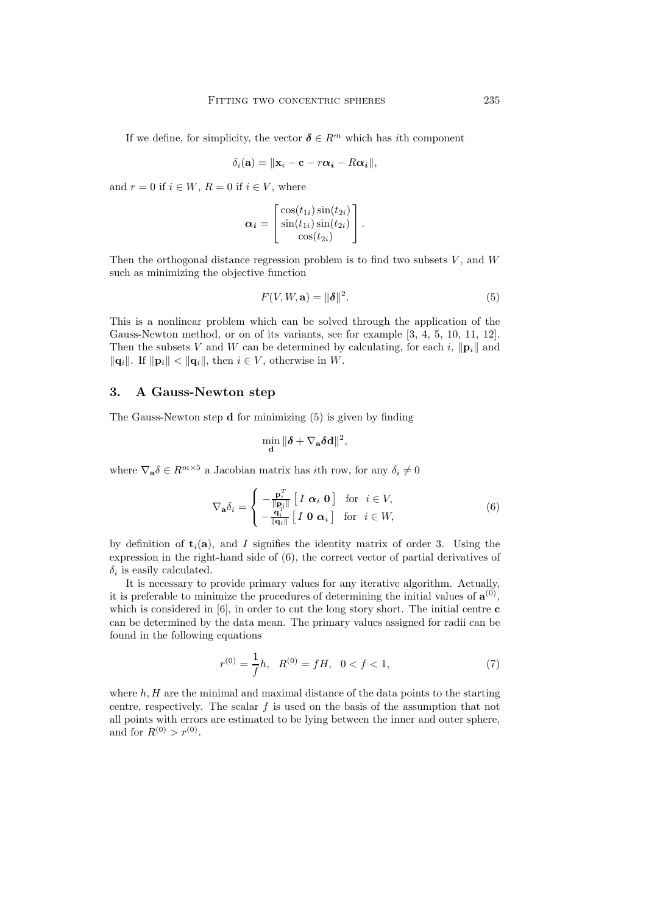If we define, for simplicity, the vector $\boldsymbol{\delta} \in R^m$ which has $i$th component

$$\delta_i(\mathbf{a}) = \|\mathbf{x}_i - \mathbf{c} - r\boldsymbol{\alpha_i} - R\boldsymbol{\alpha_i}\|,$$

and $r = 0$ if $i \in W$, $R = 0$ if $i \in V$, where

$$\boldsymbol{\alpha_i} = \begin{bmatrix} \cos(t_{1i})\sin(t_{2i}) \\ \sin(t_{1i})\sin(t_{2i}) \\ \cos(t_{2i}) \end{bmatrix}.$$

Then the orthogonal distance regression problem is to find two subsets $V$, and $W$ such as minimizing the objective function

$$F(V, W, \mathbf{a}) = \|\boldsymbol{\delta}\|^2. \tag{5}$$

This is a nonlinear problem which can be solved through the application of the Gauss-Newton method, or on of its variants, see for example [3, 4, 5, 10, 11, 12]. Then the subsets $V$ and $W$ can be determined by calculating, for each $i$, $\|\mathbf{p}_i\|$ and $\|\mathbf{q}_i\|$. If $\|\mathbf{p}_i\| < \|\mathbf{q}_i\|$, then $i \in V$, otherwise in $W$.

## 3. A Gauss-Newton step

The Gauss-Newton step $\mathbf{d}$ for minimizing (5) is given by finding

$$\min_{\mathbf{d}} \|\boldsymbol{\delta} + \nabla_{\mathbf{a}}\boldsymbol{\delta}\mathbf{d}\|^2,$$

where $\nabla_{\mathbf{a}}\delta \in R^{m\times 5}$ a Jacobian matrix has $i$th row, for any $\delta_i \neq 0$

$$\nabla_{\mathbf{a}}\delta_i = \begin{cases} -\frac{\mathbf{p}_i^T}{\|\mathbf{p}_i\|}\begin{bmatrix} I \ \boldsymbol{\alpha}_i \ \mathbf{0} \end{bmatrix} & \text{for} \quad i \in V, \\ -\frac{\mathbf{q}_i^T}{\|\mathbf{q}_i\|}\begin{bmatrix} I \ \mathbf{0} \ \boldsymbol{\alpha}_i \end{bmatrix} & \text{for} \quad i \in W, \end{cases} \tag{6}$$

by definition of $\mathbf{t}_i(\mathbf{a})$, and $I$ signifies the identity matrix of order 3. Using the expression in the right-hand side of (6), the correct vector of partial derivatives of $\delta_i$ is easily calculated.

It is necessary to provide primary values for any iterative algorithm. Actually, it is preferable to minimize the procedures of determining the initial values of $\mathbf{a}^{(0)}$, which is considered in [6], in order to cut the long story short. The initial centre $\mathbf{c}$ can be determined by the data mean. The primary values assigned for radii can be found in the following equations

$$r^{(0)} = \frac{1}{f}h, \quad R^{(0)} = fH, \quad 0 < f < 1, \tag{7}$$

where $h, H$ are the minimal and maximal distance of the data points to the starting centre, respectively. The scalar $f$ is used on the basis of the assumption that not all points with errors are estimated to be lying between the inner and outer sphere, and for $R^{(0)} > r^{(0)}$.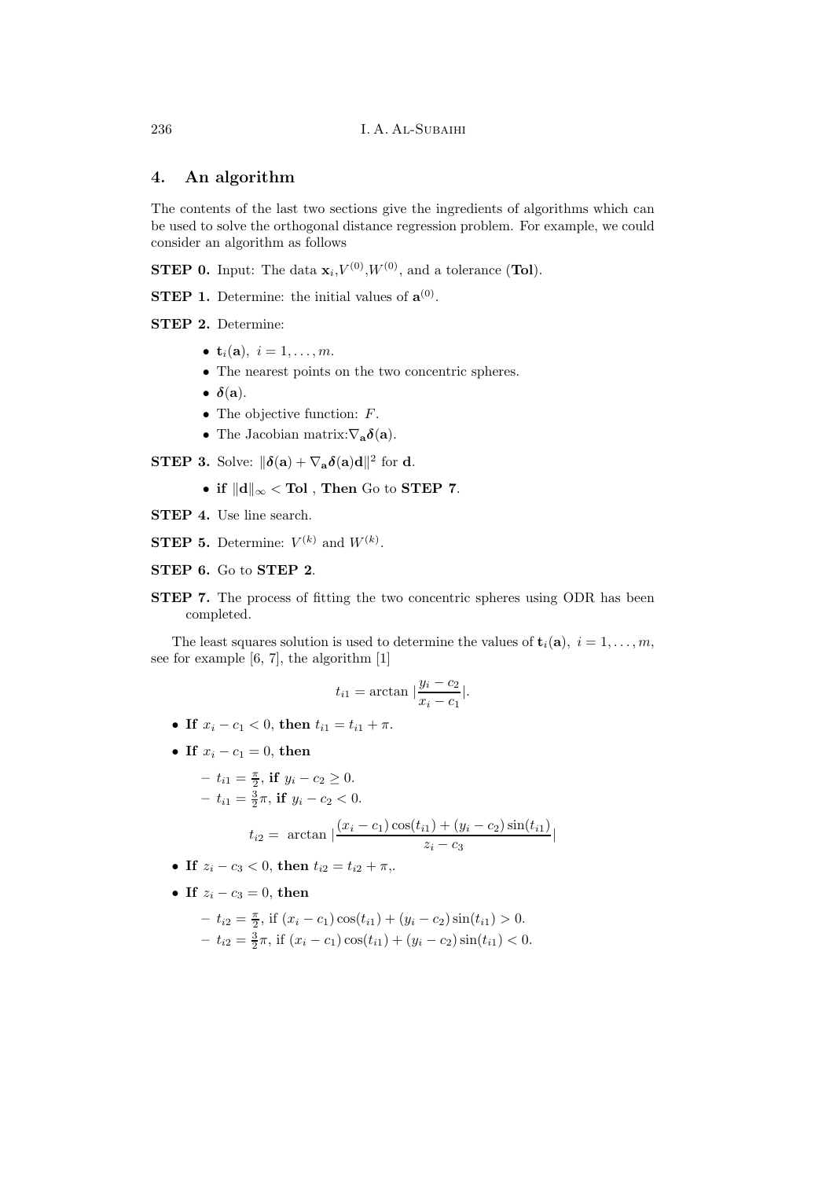## 4. An algorithm

The contents of the last two sections give the ingredients of algorithms which can be used to solve the orthogonal distance regression problem. For example, we could consider an algorithm as follows

**STEP 0.** Input: The data $\mathbf{x}_i$,$V^{(0)}$,$W^{(0)}$, and a tolerance (**Tol**).

**STEP 1.** Determine: the initial values of $\mathbf{a}^{(0)}$.

**STEP 2.** Determine:

- $\mathbf{t}_i(\mathbf{a}),\ i = 1, \ldots, m$.
- The nearest points on the two concentric spheres.
- $\boldsymbol{\delta}(\mathbf{a})$.
- The objective function: $F$.
- The Jacobian matrix:$\nabla_{\mathbf{a}}\boldsymbol{\delta}(\mathbf{a})$.

**STEP 3.** Solve: $\|\boldsymbol{\delta}(\mathbf{a}) + \nabla_{\mathbf{a}}\boldsymbol{\delta}(\mathbf{a})\mathbf{d}\|^2$ for $\mathbf{d}$.

- **if** $\|\mathbf{d}\|_\infty <$ **Tol** , **Then** Go to **STEP 7**.

**STEP 4.** Use line search.

**STEP 5.** Determine: $V^{(k)}$ and $W^{(k)}$.

**STEP 6.** Go to **STEP 2**.

**STEP 7.** The process of fitting the two concentric spheres using ODR has been completed.

The least squares solution is used to determine the values of $\mathbf{t}_i(\mathbf{a}),\ i = 1, \ldots, m$, see for example [6, 7], the algorithm [1]

$$t_{i1} = \arctan|\frac{y_i - c_2}{x_i - c_1}|.$$

- **If** $x_i - c_1 < 0$, **then** $t_{i1} = t_{i1} + \pi$.
- **If** $x_i - c_1 = 0$, **then**
  - $t_{i1} = \frac{\pi}{2}$, **if** $y_i - c_2 \geq 0$.
  - $t_{i1} = \frac{3}{2}\pi$, **if** $y_i - c_2 < 0$.

$$t_{i2} = \arctan|\frac{(x_i - c_1)\cos(t_{i1}) + (y_i - c_2)\sin(t_{i1})}{z_i - c_3}|$$

- **If** $z_i - c_3 < 0$, **then** $t_{i2} = t_{i2} + \pi$,.
- **If** $z_i - c_3 = 0$, **then**
  - $t_{i2} = \frac{\pi}{2}$, if $(x_i - c_1)\cos(t_{i1}) + (y_i - c_2)\sin(t_{i1}) > 0$.
  - $t_{i2} = \frac{3}{2}\pi$, if $(x_i - c_1)\cos(t_{i1}) + (y_i - c_2)\sin(t_{i1}) < 0$.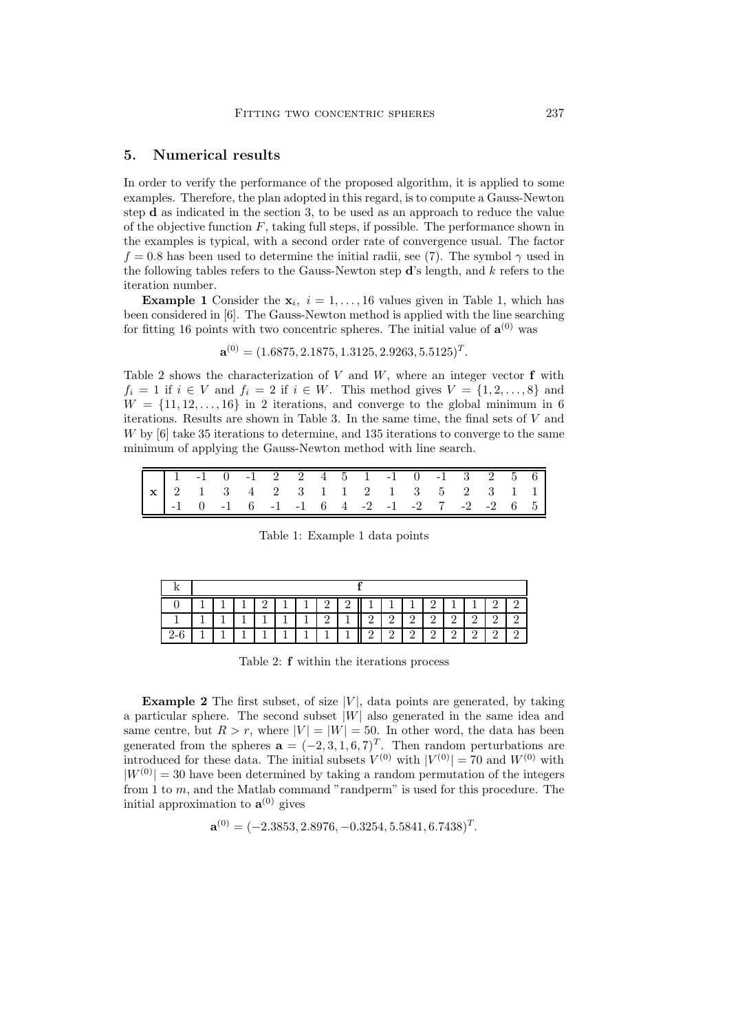## 5. Numerical results

In order to verify the performance of the proposed algorithm, it is applied to some examples. Therefore, the plan adopted in this regard, is to compute a Gauss-Newton step $\mathbf{d}$ as indicated in the section 3, to be used as an approach to reduce the value of the objective function $F$, taking full steps, if possible. The performance shown in the examples is typical, with a second order rate of convergence usual. The factor $f = 0.8$ has been used to determine the initial radii, see (7). The symbol $\gamma$ used in the following tables refers to the Gauss-Newton step $\mathbf{d}$'s length, and $k$ refers to the iteration number.

**Example 1** Consider the $\mathbf{x}_i,\ i = 1, \ldots, 16$ values given in Table 1, which has been considered in [6]. The Gauss-Newton method is applied with the line searching for fitting 16 points with two concentric spheres. The initial value of $\mathbf{a}^{(0)}$ was

$$\mathbf{a}^{(0)} = (1.6875, 2.1875, 1.3125, 2.9263, 5.5125)^T.$$

Table 2 shows the characterization of $V$ and $W$, where an integer vector $\mathbf{f}$ with $f_i = 1$ if $i \in V$ and $f_i = 2$ if $i \in W$. This method gives $V = \{1, 2, \ldots, 8\}$ and $W = \{11, 12, \ldots, 16\}$ in 2 iterations, and converge to the global minimum in 6 iterations. Results are shown in Table 3. In the same time, the final sets of $V$ and $W$ by [6] take 35 iterations to determine, and 135 iterations to converge to the same minimum of applying the Gauss-Newton method with line search.

| | | | | | | | | | | | | | | | | |
|---|---|---|---|---|---|---|---|---|---|---|---|---|---|---|---|---|
| | 1 | -1 | 0 | -1 | 2 | 2 | 4 | 5 | 1 | -1 | 0 | -1 | 3 | 2 | 5 | 6 |
| $\mathbf{x}$ | 2 | 1 | 3 | 4 | 2 | 3 | 1 | 1 | 2 | 1 | 3 | 5 | 2 | 3 | 1 | 1 |
| | -1 | 0 | -1 | 6 | -1 | -1 | 6 | 4 | -2 | -1 | -2 | 7 | -2 | -2 | 6 | 5 |

Table 1: Example 1 data points

| k | f | | | | | | | | | | | | | | | |
|---|---|---|---|---|---|---|---|---|---|---|---|---|---|---|---|---|
| 0 | 1 | 1 | 1 | 2 | 1 | 1 | 2 | 2 | 1 | 1 | 1 | 2 | 1 | 1 | 2 | 2 |
| 1 | 1 | 1 | 1 | 1 | 1 | 1 | 2 | 1 | 2 | 2 | 2 | 2 | 2 | 2 | 2 | 2 |
| 2-6 | 1 | 1 | 1 | 1 | 1 | 1 | 1 | 1 | 2 | 2 | 2 | 2 | 2 | 2 | 2 | 2 |

Table 2: $\mathbf{f}$ within the iterations process

**Example 2** The first subset, of size $|V|$, data points are generated, by taking a particular sphere. The second subset $|W|$ also generated in the same idea and same centre, but $R > r$, where $|V| = |W| = 50$. In other word, the data has been generated from the spheres $\mathbf{a} = (-2, 3, 1, 6, 7)^T$. Then random perturbations are introduced for these data. The initial subsets $V^{(0)}$ with $|V^{(0)}| = 70$ and $W^{(0)}$ with $|W^{(0)}| = 30$ have been determined by taking a random permutation of the integers from 1 to $m$, and the Matlab command "randperm" is used for this procedure. The initial approximation to $\mathbf{a}^{(0)}$ gives

$$\mathbf{a}^{(0)} = (-2.3853, 2.8976, -0.3254, 5.5841, 6.7438)^T.$$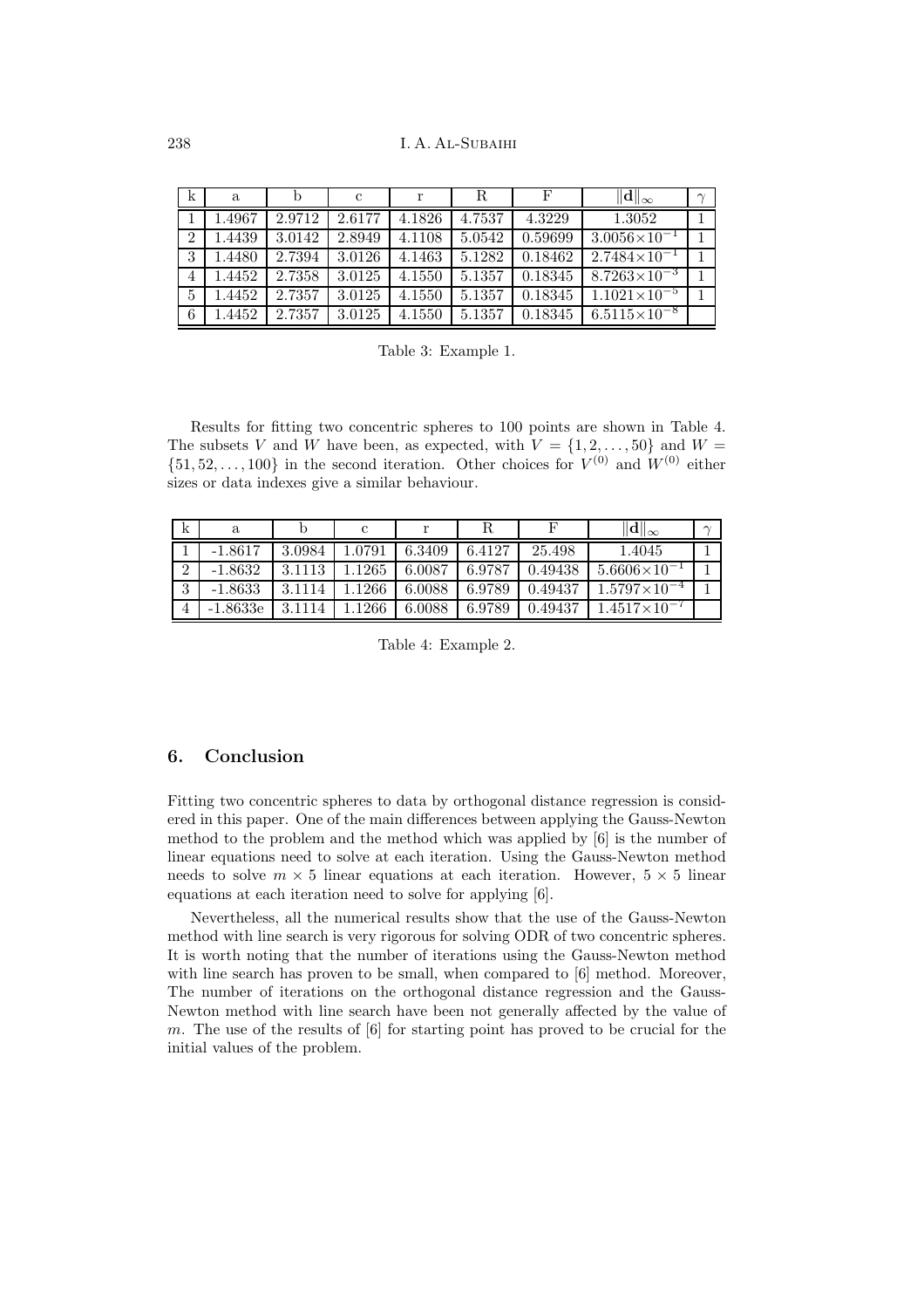| k | a | b | c | r | R | F | $\|\mathbf{d}\|_\infty$ | $\gamma$ |
|---|---|---|---|---|---|---|---|---|
| 1 | 1.4967 | 2.9712 | 2.6177 | 4.1826 | 4.7537 | 4.3229 | 1.3052 | 1 |
| 2 | 1.4439 | 3.0142 | 2.8949 | 4.1108 | 5.0542 | 0.59699 | $3.0056\times10^{-1}$ | 1 |
| 3 | 1.4480 | 2.7394 | 3.0126 | 4.1463 | 5.1282 | 0.18462 | $2.7484\times10^{-1}$ | 1 |
| 4 | 1.4452 | 2.7358 | 3.0125 | 4.1550 | 5.1357 | 0.18345 | $8.7263\times10^{-3}$ | 1 |
| 5 | 1.4452 | 2.7357 | 3.0125 | 4.1550 | 5.1357 | 0.18345 | $1.1021\times10^{-5}$ | 1 |
| 6 | 1.4452 | 2.7357 | 3.0125 | 4.1550 | 5.1357 | 0.18345 | $6.5115\times10^{-8}$ | |

Table 3: Example 1.

Results for fitting two concentric spheres to 100 points are shown in Table 4. The subsets $V$ and $W$ have been, as expected, with $V = \{1, 2, \ldots, 50\}$ and $W = \{51, 52, \ldots, 100\}$ in the second iteration. Other choices for $V^{(0)}$ and $W^{(0)}$ either sizes or data indexes give a similar behaviour.

| k | a | b | c | r | R | F | $\|\mathbf{d}\|_\infty$ | $\gamma$ |
|---|---|---|---|---|---|---|---|---|
| 1 | -1.8617 | 3.0984 | 1.0791 | 6.3409 | 6.4127 | 25.498 | 1.4045 | 1 |
| 2 | -1.8632 | 3.1113 | 1.1265 | 6.0087 | 6.9787 | 0.49438 | $5.6606\times10^{-1}$ | 1 |
| 3 | -1.8633 | 3.1114 | 1.1266 | 6.0088 | 6.9789 | 0.49437 | $1.5797\times10^{-4}$ | 1 |
| 4 | -1.8633e | 3.1114 | 1.1266 | 6.0088 | 6.9789 | 0.49437 | $1.4517\times10^{-7}$ | |

Table 4: Example 2.

## 6. Conclusion

Fitting two concentric spheres to data by orthogonal distance regression is considered in this paper. One of the main differences between applying the Gauss-Newton method to the problem and the method which was applied by [6] is the number of linear equations need to solve at each iteration. Using the Gauss-Newton method needs to solve $m \times 5$ linear equations at each iteration. However, $5 \times 5$ linear equations at each iteration need to solve for applying [6].

Nevertheless, all the numerical results show that the use of the Gauss-Newton method with line search is very rigorous for solving ODR of two concentric spheres. It is worth noting that the number of iterations using the Gauss-Newton method with line search has proven to be small, when compared to [6] method. Moreover, The number of iterations on the orthogonal distance regression and the Gauss-Newton method with line search have been not generally affected by the value of $m$. The use of the results of [6] for starting point has proved to be crucial for the initial values of the problem.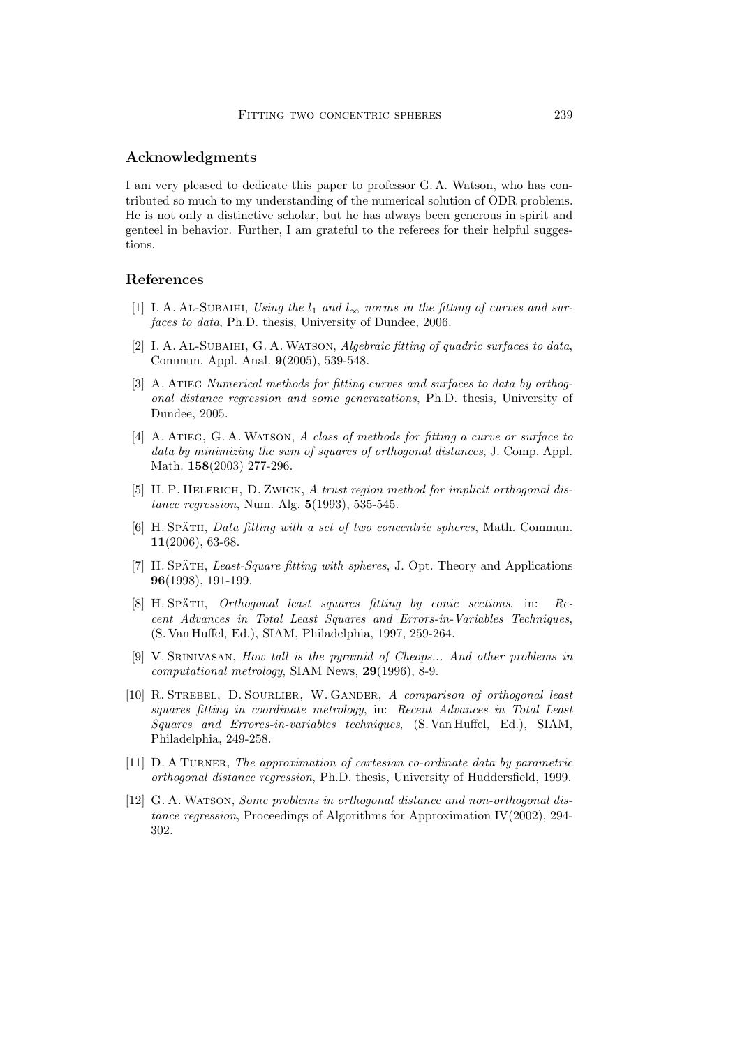## Acknowledgments

I am very pleased to dedicate this paper to professor G. A. Watson, who has contributed so much to my understanding of the numerical solution of ODR problems. He is not only a distinctive scholar, but he has always been generous in spirit and genteel in behavior. Further, I am grateful to the referees for their helpful suggestions.

## References

[1] I. A. Al-Subaihi, *Using the $l_1$ and $l_\infty$ norms in the fitting of curves and surfaces to data*, Ph.D. thesis, University of Dundee, 2006.

[2] I. A. Al-Subaihi, G. A. Watson, *Algebraic fitting of quadric surfaces to data*, Commun. Appl. Anal. **9**(2005), 539-548.

[3] A. Atieg *Numerical methods for fitting curves and surfaces to data by orthogonal distance regression and some generazations*, Ph.D. thesis, University of Dundee, 2005.

[4] A. Atieg, G. A. Watson, *A class of methods for fitting a curve or surface to data by minimizing the sum of squares of orthogonal distances*, J. Comp. Appl. Math. **158**(2003) 277-296.

[5] H. P. Helfrich, D. Zwick, *A trust region method for implicit orthogonal distance regression*, Num. Alg. **5**(1993), 535-545.

[6] H. Spăth, *Data fitting with a set of two concentric spheres*, Math. Commun. **11**(2006), 63-68.

[7] H. Spăth, *Least-Square fitting with spheres*, J. Opt. Theory and Applications **96**(1998), 191-199.

[8] H. Spăth, *Orthogonal least squares fitting by conic sections*, in: *Recent Advances in Total Least Squares and Errors-in-Variables Techniques*, (S. Van Huffel, Ed.), SIAM, Philadelphia, 1997, 259-264.

[9] V. Srinivasan, *How tall is the pyramid of Cheops... And other problems in computational metrology*, SIAM News, **29**(1996), 8-9.

[10] R. Strebel, D. Sourlier, W. Gander, *A comparison of orthogonal least squares fitting in coordinate metrology*, in: *Recent Advances in Total Least Squares and Errores-in-variables techniques*, (S. Van Huffel, Ed.), SIAM, Philadelphia, 249-258.

[11] D. A Turner, *The approximation of cartesian co-ordinate data by parametric orthogonal distance regression*, Ph.D. thesis, University of Huddersfield, 1999.

[12] G. A. Watson, *Some problems in orthogonal distance and non-orthogonal distance regression*, Proceedings of Algorithms for Approximation IV(2002), 294-302.